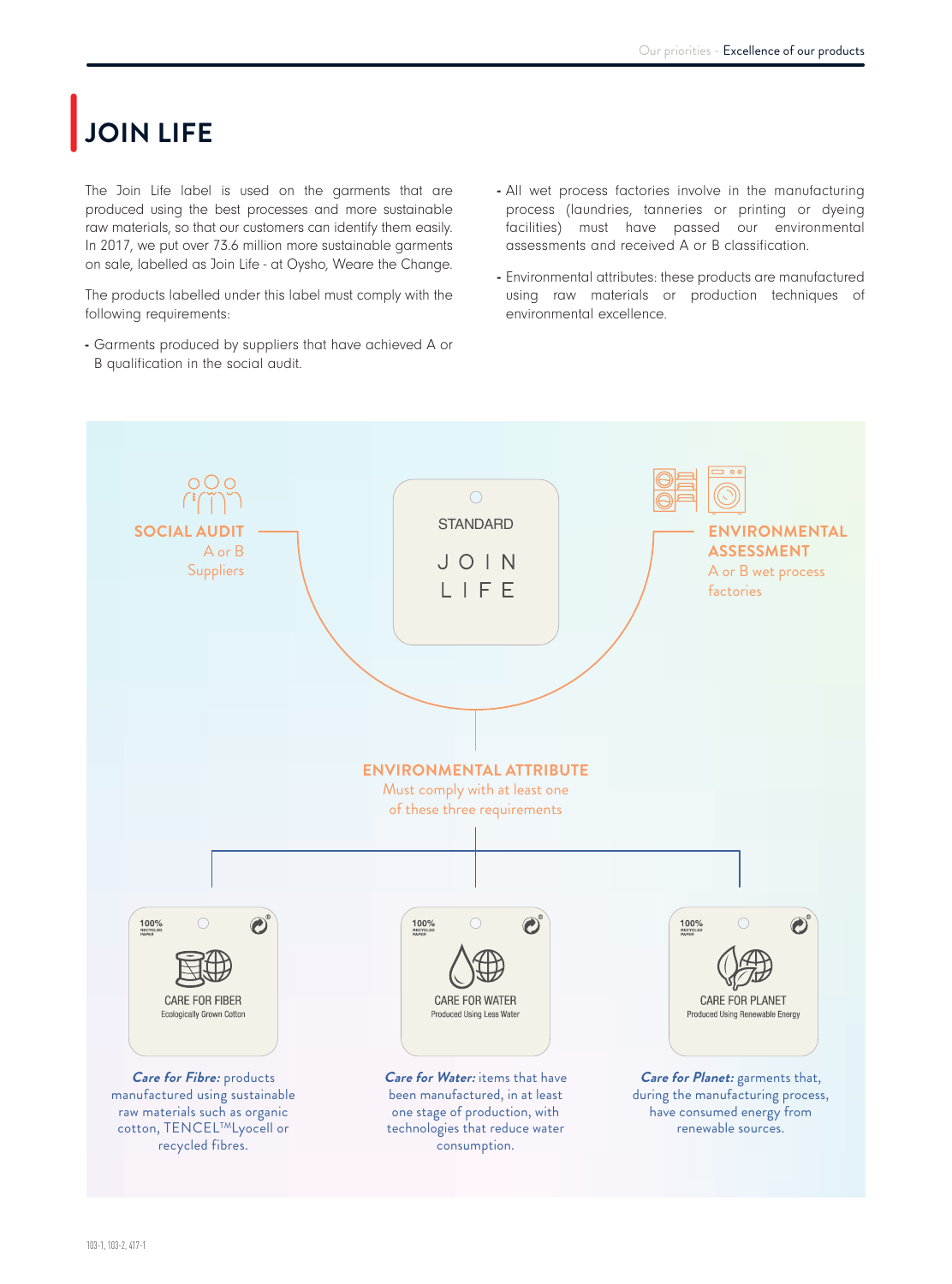# JOIN LIFE

The Join Life label is used on the garments that are produced using the best processes and more sustainable raw materials, so that our customers can identify them easily. In 2017, we put over 73.6 million more sustainable garments on sale, labelled as Join Life - at Oysho, Weare the Change.

The products labelled under this label must comply with the following requirements:

- Garments produced by suppliers that have achieved A or B qualification in the social audit.
- All wet process factories involve in the manufacturing process (laundries, tanneries or printing or dyeing facilities) must have passed our environmental assessments and received A or B classification.
- Environmental attributes: these products are manufactured using raw materials or production techniques of environmental excellence.

**SOCIAL AUDIT**
A or B
Suppliers

STANDARD
JOIN LIFE

**ENVIRONMENTAL ASSESSMENT**
A or B wet process factories

**ENVIRONMENTAL ATTRIBUTE**
Must comply with at least one of these three requirements

CARE FOR FIBER
Ecologically Grown Cotton

***Care for Fibre:*** products manufactured using sustainable raw materials such as organic cotton, TENCEL™Lyocell or recycled fibres.

CARE FOR WATER
Produced Using Less Water

***Care for Water:*** items that have been manufactured, in at least one stage of production, with technologies that reduce water consumption.

CARE FOR PLANET
Produced Using Renewable Energy

***Care for Planet:*** garments that, during the manufacturing process, have consumed energy from renewable sources.

103-1, 103-2, 417-1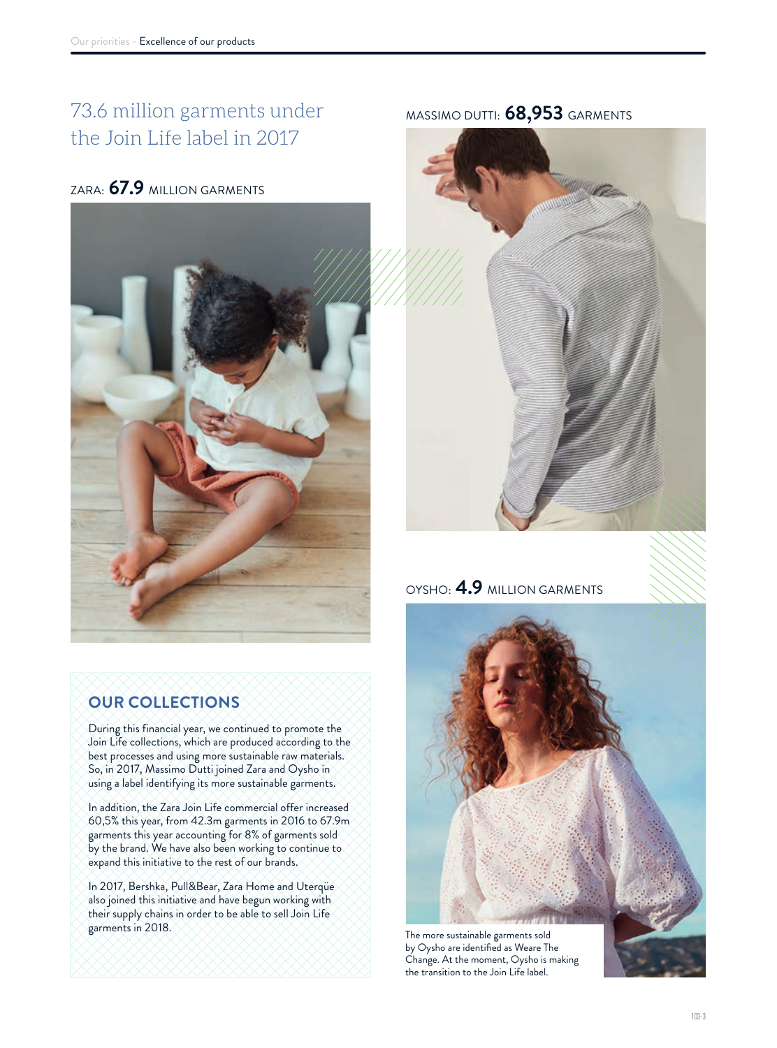# 73.6 million garments under the Join Life label in 2017

ZARA: **67.9** MILLION GARMENTS

MASSIMO DUTTI: **68,953** GARMENTS

OYSHO: **4.9** MILLION GARMENTS

The more sustainable garments sold by Oysho are identified as Weare The Change. At the moment, Oysho is making the transition to the Join Life label.

## OUR COLLECTIONS

During this financial year, we continued to promote the Join Life collections, which are produced according to the best processes and using more sustainable raw materials. So, in 2017, Massimo Dutti joined Zara and Oysho in using a label identifying its more sustainable garments.

In addition, the Zara Join Life commercial offer increased 60,5% this year, from 42.3m garments in 2016 to 67.9m garments this year accounting for 8% of garments sold by the brand. We have also been working to continue to expand this initiative to the rest of our brands.

In 2017, Bershka, Pull&Bear, Zara Home and Uterqüe also joined this initiative and have begun working with their supply chains in order to be able to sell Join Life garments in 2018.

103-3